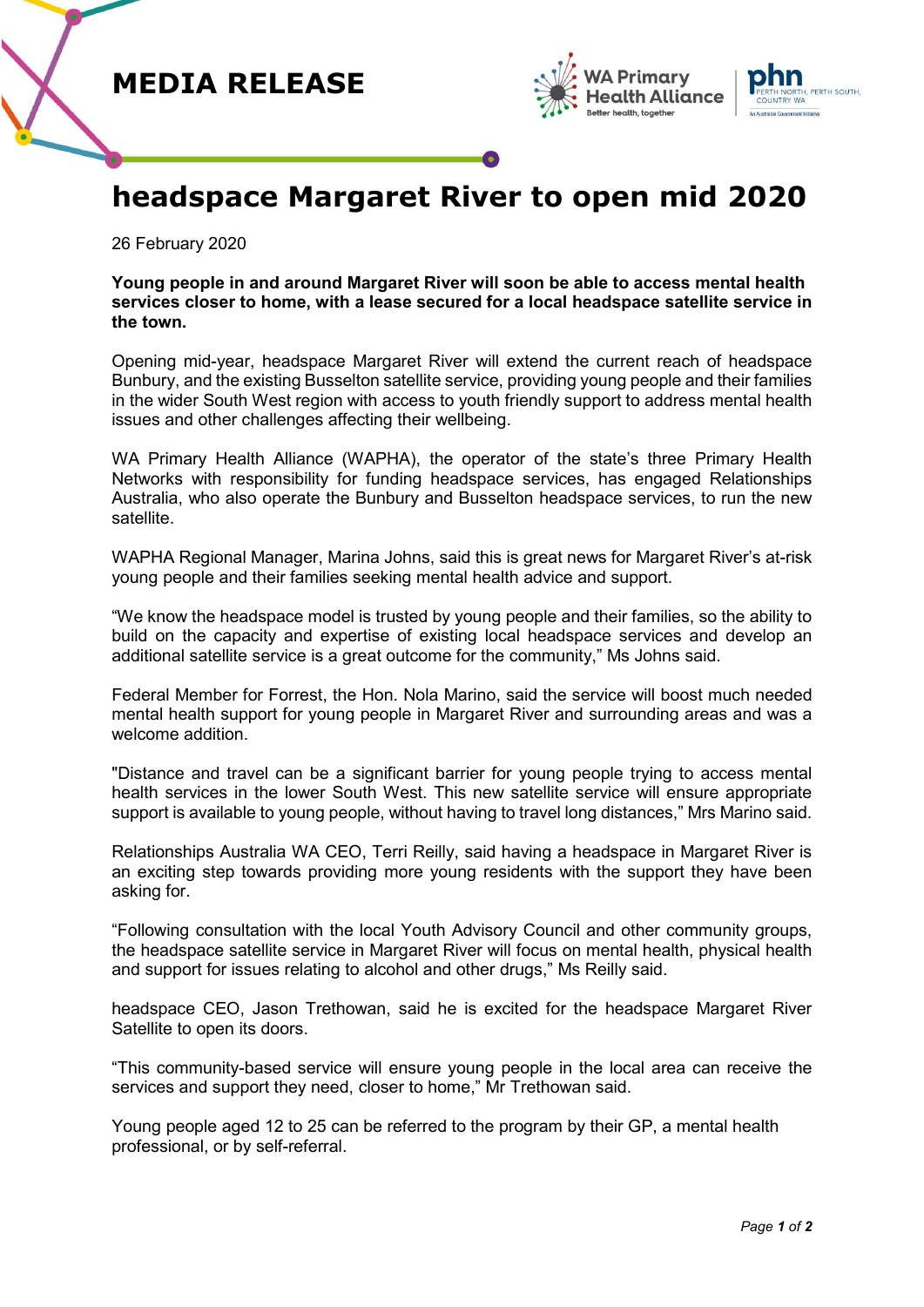MEDIA RELEASE

# headspace Margaret River to open mid 2020

26 February 2020

**Young people in and around Margaret River will soon be able to access mental health services closer to home, with a lease secured for a local headspace satellite service in the town.**

Opening mid-year, headspace Margaret River will extend the current reach of headspace Bunbury, and the existing Busselton satellite service, providing young people and their families in the wider South West region with access to youth friendly support to address mental health issues and other challenges affecting their wellbeing.

WA Primary Health Alliance (WAPHA), the operator of the state's three Primary Health Networks with responsibility for funding headspace services, has engaged Relationships Australia, who also operate the Bunbury and Busselton headspace services, to run the new satellite.

WAPHA Regional Manager, Marina Johns, said this is great news for Margaret River's at-risk young people and their families seeking mental health advice and support.

"We know the headspace model is trusted by young people and their families, so the ability to build on the capacity and expertise of existing local headspace services and develop an additional satellite service is a great outcome for the community," Ms Johns said.

Federal Member for Forrest, the Hon. Nola Marino, said the service will boost much needed mental health support for young people in Margaret River and surrounding areas and was a welcome addition.

"Distance and travel can be a significant barrier for young people trying to access mental health services in the lower South West. This new satellite service will ensure appropriate support is available to young people, without having to travel long distances," Mrs Marino said.

Relationships Australia WA CEO, Terri Reilly, said having a headspace in Margaret River is an exciting step towards providing more young residents with the support they have been asking for.

"Following consultation with the local Youth Advisory Council and other community groups, the headspace satellite service in Margaret River will focus on mental health, physical health and support for issues relating to alcohol and other drugs," Ms Reilly said.

headspace CEO, Jason Trethowan, said he is excited for the headspace Margaret River Satellite to open its doors.

"This community-based service will ensure young people in the local area can receive the services and support they need, closer to home," Mr Trethowan said.

Young people aged 12 to 25 can be referred to the program by their GP, a mental health professional, or by self-referral.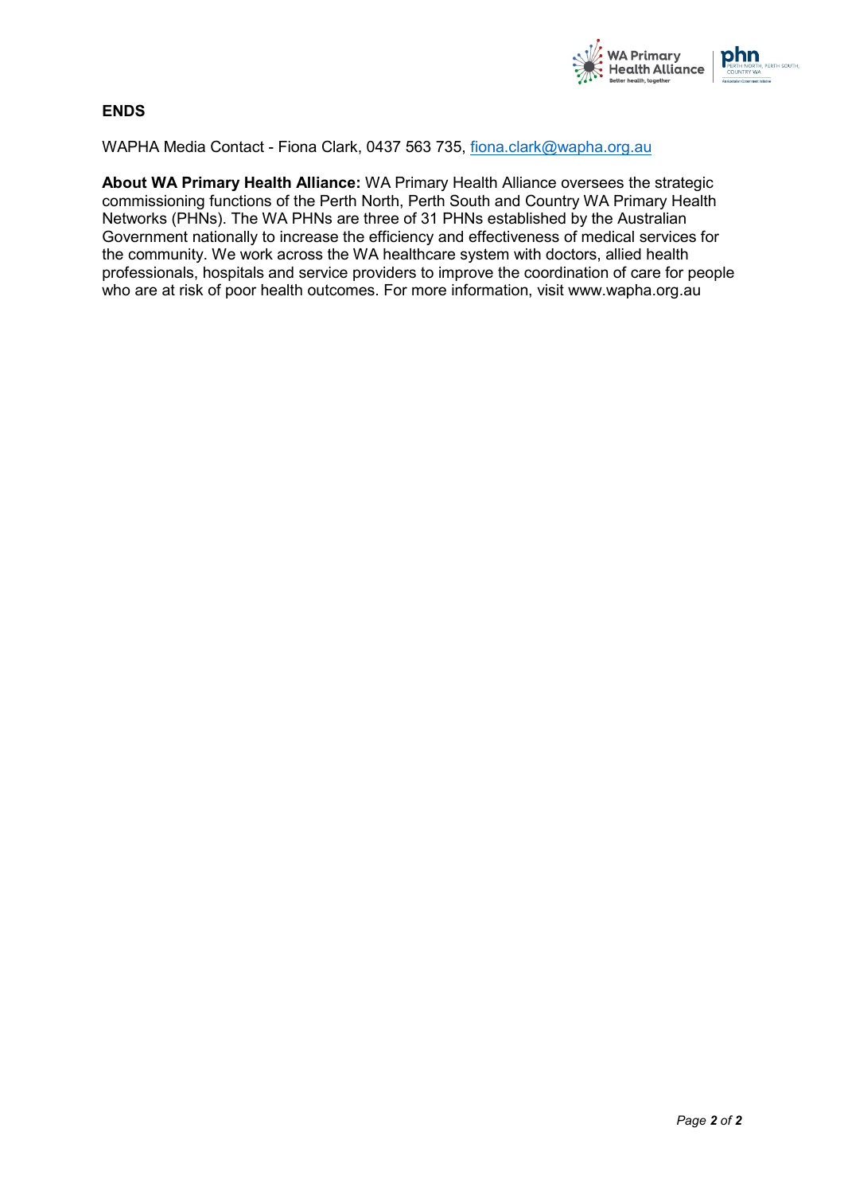**ENDS**

WAPHA Media Contact - Fiona Clark, 0437 563 735, fiona.clark@wapha.org.au

**About WA Primary Health Alliance:** WA Primary Health Alliance oversees the strategic commissioning functions of the Perth North, Perth South and Country WA Primary Health Networks (PHNs). The WA PHNs are three of 31 PHNs established by the Australian Government nationally to increase the efficiency and effectiveness of medical services for the community. We work across the WA healthcare system with doctors, allied health professionals, hospitals and service providers to improve the coordination of care for people who are at risk of poor health outcomes. For more information, visit www.wapha.org.au